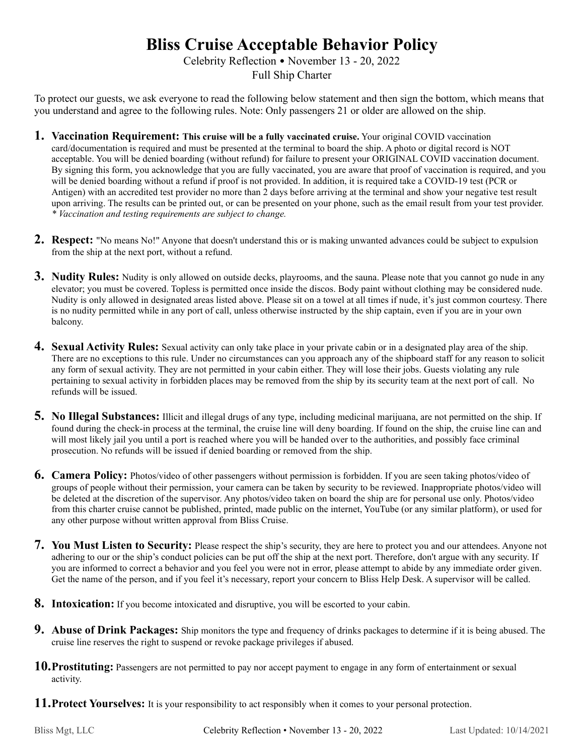# Bliss Cruise Acceptable Behavior Policy

Celebrity Reflection • November 13 - 20, 2022
Full Ship Charter

To protect our guests, we ask everyone to read the following below statement and then sign the bottom, which means that you understand and agree to the following rules. Note: Only passengers 21 or older are allowed on the ship.

1. **Vaccination Requirement:** **This cruise will be a fully vaccinated cruise.** Your original COVID vaccination card/documentation is required and must be presented at the terminal to board the ship. A photo or digital record is NOT acceptable. You will be denied boarding (without refund) for failure to present your ORIGINAL COVID vaccination document. By signing this form, you acknowledge that you are fully vaccinated, you are aware that proof of vaccination is required, and you will be denied boarding without a refund if proof is not provided. In addition, it is required take a COVID-19 test (PCR or Antigen) with an accredited test provider no more than 2 days before arriving at the terminal and show your negative test result upon arriving. The results can be printed out, or can be presented on your phone, such as the email result from your test provider. *\* Vaccination and testing requirements are subject to change.*

2. **Respect:** "No means No!" Anyone that doesn't understand this or is making unwanted advances could be subject to expulsion from the ship at the next port, without a refund.

3. **Nudity Rules:** Nudity is only allowed on outside decks, playrooms, and the sauna. Please note that you cannot go nude in any elevator; you must be covered. Topless is permitted once inside the discos. Body paint without clothing may be considered nude. Nudity is only allowed in designated areas listed above. Please sit on a towel at all times if nude, it's just common courtesy. There is no nudity permitted while in any port of call, unless otherwise instructed by the ship captain, even if you are in your own balcony.

4. **Sexual Activity Rules:** Sexual activity can only take place in your private cabin or in a designated play area of the ship. There are no exceptions to this rule. Under no circumstances can you approach any of the shipboard staff for any reason to solicit any form of sexual activity. They are not permitted in your cabin either. They will lose their jobs. Guests violating any rule pertaining to sexual activity in forbidden places may be removed from the ship by its security team at the next port of call. No refunds will be issued.

5. **No Illegal Substances:** Illicit and illegal drugs of any type, including medicinal marijuana, are not permitted on the ship. If found during the check-in process at the terminal, the cruise line will deny boarding. If found on the ship, the cruise line can and will most likely jail you until a port is reached where you will be handed over to the authorities, and possibly face criminal prosecution. No refunds will be issued if denied boarding or removed from the ship.

6. **Camera Policy:** Photos/video of other passengers without permission is forbidden. If you are seen taking photos/video of groups of people without their permission, your camera can be taken by security to be reviewed. Inappropriate photos/video will be deleted at the discretion of the supervisor. Any photos/video taken on board the ship are for personal use only. Photos/video from this charter cruise cannot be published, printed, made public on the internet, YouTube (or any similar platform), or used for any other purpose without written approval from Bliss Cruise.

7. **You Must Listen to Security:** Please respect the ship's security, they are here to protect you and our attendees. Anyone not adhering to our or the ship's conduct policies can be put off the ship at the next port. Therefore, don't argue with any security. If you are informed to correct a behavior and you feel you were not in error, please attempt to abide by any immediate order given. Get the name of the person, and if you feel it's necessary, report your concern to Bliss Help Desk. A supervisor will be called.

8. **Intoxication:** If you become intoxicated and disruptive, you will be escorted to your cabin.

9. **Abuse of Drink Packages:** Ship monitors the type and frequency of drinks packages to determine if it is being abused. The cruise line reserves the right to suspend or revoke package privileges if abused.

10. **Prostituting:** Passengers are not permitted to pay nor accept payment to engage in any form of entertainment or sexual activity.

11. **Protect Yourselves:** It is your responsibility to act responsibly when it comes to your personal protection.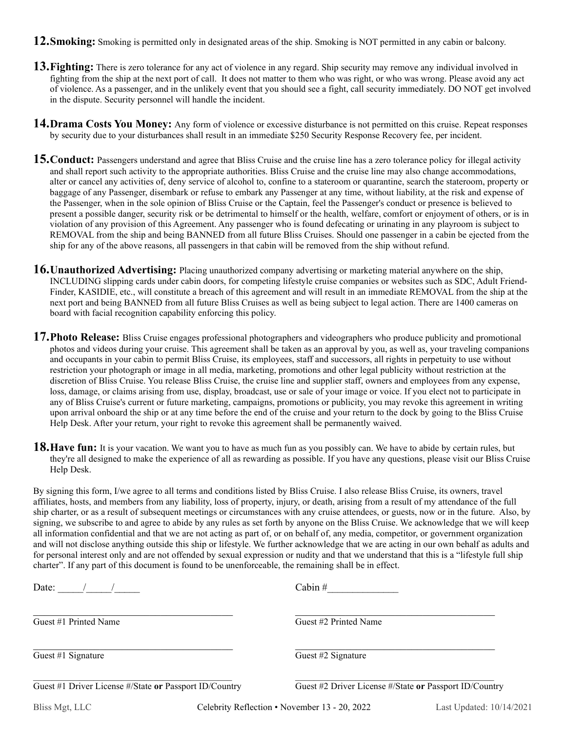**12. Smoking:** Smoking is permitted only in designated areas of the ship. Smoking is NOT permitted in any cabin or balcony.

**13. Fighting:** There is zero tolerance for any act of violence in any regard. Ship security may remove any individual involved in fighting from the ship at the next port of call. It does not matter to them who was right, or who was wrong. Please avoid any act of violence. As a passenger, and in the unlikely event that you should see a fight, call security immediately. DO NOT get involved in the dispute. Security personnel will handle the incident.

**14. Drama Costs You Money:** Any form of violence or excessive disturbance is not permitted on this cruise. Repeat responses by security due to your disturbances shall result in an immediate $250 Security Response Recovery fee, per incident.

**15. Conduct:** Passengers understand and agree that Bliss Cruise and the cruise line has a zero tolerance policy for illegal activity and shall report such activity to the appropriate authorities. Bliss Cruise and the cruise line may also change accommodations, alter or cancel any activities of, deny service of alcohol to, confine to a stateroom or quarantine, search the stateroom, property or baggage of any Passenger, disembark or refuse to embark any Passenger at any time, without liability, at the risk and expense of the Passenger, when in the sole opinion of Bliss Cruise or the Captain, feel the Passenger's conduct or presence is believed to present a possible danger, security risk or be detrimental to himself or the health, welfare, comfort or enjoyment of others, or is in violation of any provision of this Agreement. Any passenger who is found defecating or urinating in any playroom is subject to REMOVAL from the ship and being BANNED from all future Bliss Cruises. Should one passenger in a cabin be ejected from the ship for any of the above reasons, all passengers in that cabin will be removed from the ship without refund.

**16. Unauthorized Advertising:** Placing unauthorized company advertising or marketing material anywhere on the ship, INCLUDING slipping cards under cabin doors, for competing lifestyle cruise companies or websites such as SDC, Adult Friend-Finder, KASIDIE, etc., will constitute a breach of this agreement and will result in an immediate REMOVAL from the ship at the next port and being BANNED from all future Bliss Cruises as well as being subject to legal action. There are 1400 cameras on board with facial recognition capability enforcing this policy.

**17. Photo Release:** Bliss Cruise engages professional photographers and videographers who produce publicity and promotional photos and videos during your cruise. This agreement shall be taken as an approval by you, as well as, your traveling companions and occupants in your cabin to permit Bliss Cruise, its employees, staff and successors, all rights in perpetuity to use without restriction your photograph or image in all media, marketing, promotions and other legal publicity without restriction at the discretion of Bliss Cruise. You release Bliss Cruise, the cruise line and supplier staff, owners and employees from any expense, loss, damage, or claims arising from use, display, broadcast, use or sale of your image or voice. If you elect not to participate in any of Bliss Cruise's current or future marketing, campaigns, promotions or publicity, you may revoke this agreement in writing upon arrival onboard the ship or at any time before the end of the cruise and your return to the dock by going to the Bliss Cruise Help Desk. After your return, your right to revoke this agreement shall be permanently waived.

**18. Have fun:** It is your vacation. We want you to have as much fun as you possibly can. We have to abide by certain rules, but they're all designed to make the experience of all as rewarding as possible. If you have any questions, please visit our Bliss Cruise Help Desk.

By signing this form, I/we agree to all terms and conditions listed by Bliss Cruise. I also release Bliss Cruise, its owners, travel affiliates, hosts, and members from any liability, loss of property, injury, or death, arising from a result of my attendance of the full ship charter, or as a result of subsequent meetings or circumstances with any cruise attendees, or guests, now or in the future. Also, by signing, we subscribe to and agree to abide by any rules as set forth by anyone on the Bliss Cruise. We acknowledge that we will keep all information confidential and that we are not acting as part of, or on behalf of, any media, competitor, or government organization and will not disclose anything outside this ship or lifestyle. We further acknowledge that we are acting in our own behalf as adults and for personal interest only and are not offended by sexual expression or nudity and that we understand that this is a "lifestyle full ship charter". If any part of this document is found to be unenforceable, the remaining shall be in effect.

Date: _____/_____/_____

Cabin #______________

____________________________________________
Guest #1 Printed Name

____________________________________________
Guest #2 Printed Name

____________________________________________
Guest #1 Signature

____________________________________________
Guest #2 Signature

____________________________________________
Guest #1 Driver License #/State **or** Passport ID/Country

____________________________________________
Guest #2 Driver License #/State **or** Passport ID/Country

Bliss Mgt, LLC    Celebrity Reflection • November 13 - 20, 2022    Last Updated: 10/14/2021